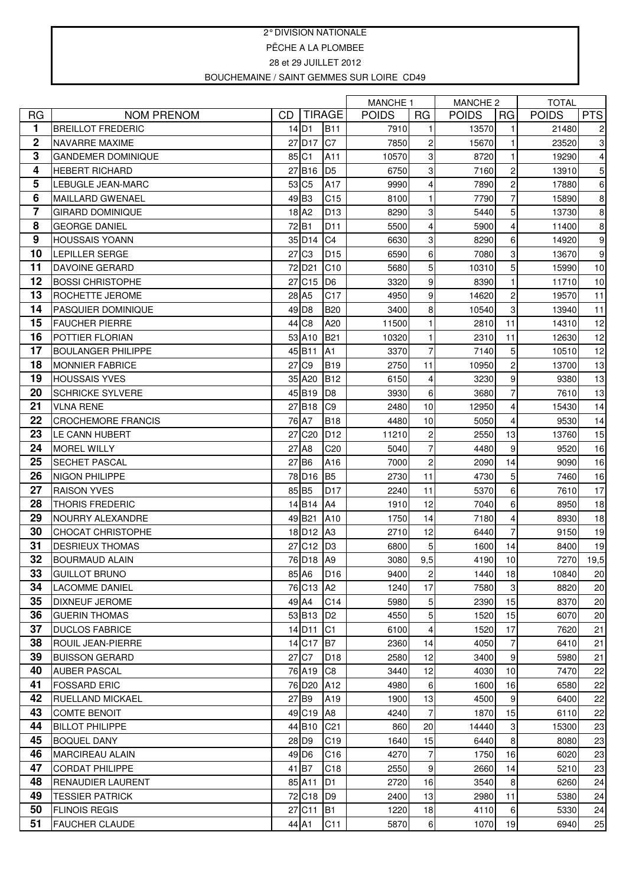2° DIVISION NATIONALE

PĒCHE A LA PLOMBEE

28 et 29 JUILLET 2012

BOUCHEMAINE / SAINT GEMMES SUR LOIRE CD49

| | | | | | MANCHE 1 | | MANCHE 2 | | TOTAL | |
|---|---|---|---|---|---|---|---|---|---|---|
| RG | NOM PRENOM | CD | TIRAGE | | POIDS | RG | POIDS | RG | POIDS | PTS |
| 1 | BREILLOT FREDERIC | 14 | D1 | B11 | 7910 | 1 | 13570 | 1 | 21480 | 2 |
| 2 | NAVARRE MAXIME | 27 | D17 | C7 | 7850 | 2 | 15670 | 1 | 23520 | 3 |
| 3 | GANDEMER DOMINIQUE | 85 | C1 | A11 | 10570 | 3 | 8720 | 1 | 19290 | 4 |
| 4 | HEBERT RICHARD | 27 | B16 | D5 | 6750 | 3 | 7160 | 2 | 13910 | 5 |
| 5 | LEBUGLE JEAN-MARC | 53 | C5 | A17 | 9990 | 4 | 7890 | 2 | 17880 | 6 |
| 6 | MAILLARD GWENAEL | 49 | B3 | C15 | 8100 | 1 | 7790 | 7 | 15890 | 8 |
| 7 | GIRARD DOMINIQUE | 18 | A2 | D13 | 8290 | 3 | 5440 | 5 | 13730 | 8 |
| 8 | GEORGE DANIEL | 72 | B1 | D11 | 5500 | 4 | 5900 | 4 | 11400 | 8 |
| 9 | HOUSSAIS YOANN | 35 | D14 | C4 | 6630 | 3 | 8290 | 6 | 14920 | 9 |
| 10 | LEPILLER SERGE | 27 | C3 | D15 | 6590 | 6 | 7080 | 3 | 13670 | 9 |
| 11 | DAVOINE GERARD | 72 | D21 | C10 | 5680 | 5 | 10310 | 5 | 15990 | 10 |
| 12 | BOSSI CHRISTOPHE | 27 | C15 | D6 | 3320 | 9 | 8390 | 1 | 11710 | 10 |
| 13 | ROCHETTE JEROME | 28 | A5 | C17 | 4950 | 9 | 14620 | 2 | 19570 | 11 |
| 14 | PASQUIER DOMINIQUE | 49 | D8 | B20 | 3400 | 8 | 10540 | 3 | 13940 | 11 |
| 15 | FAUCHER PIERRE | 44 | C8 | A20 | 11500 | 1 | 2810 | 11 | 14310 | 12 |
| 16 | POTTIER FLORIAN | 53 | A10 | B21 | 10320 | 1 | 2310 | 11 | 12630 | 12 |
| 17 | BOULANGER PHILIPPE | 45 | B11 | A1 | 3370 | 7 | 7140 | 5 | 10510 | 12 |
| 18 | MONNIER FABRICE | 27 | C9 | B19 | 2750 | 11 | 10950 | 2 | 13700 | 13 |
| 19 | HOUSSAIS YVES | 35 | A20 | B12 | 6150 | 4 | 3230 | 9 | 9380 | 13 |
| 20 | SCHRICKE SYLVERE | 45 | B19 | D8 | 3930 | 6 | 3680 | 7 | 7610 | 13 |
| 21 | VLNA RENE | 27 | B18 | C9 | 2480 | 10 | 12950 | 4 | 15430 | 14 |
| 22 | CROCHEMORE FRANCIS | 76 | A7 | B18 | 4480 | 10 | 5050 | 4 | 9530 | 14 |
| 23 | LE CANN HUBERT | 27 | C20 | D12 | 11210 | 2 | 2550 | 13 | 13760 | 15 |
| 24 | MOREL WILLY | 27 | A8 | C20 | 5040 | 7 | 4480 | 9 | 9520 | 16 |
| 25 | SECHET PASCAL | 27 | B6 | A16 | 7000 | 2 | 2090 | 14 | 9090 | 16 |
| 26 | NIGON PHILIPPE | 78 | D16 | B5 | 2730 | 11 | 4730 | 5 | 7460 | 16 |
| 27 | RAISON YVES | 85 | B5 | D17 | 2240 | 11 | 5370 | 6 | 7610 | 17 |
| 28 | THORIS FREDERIC | 14 | B14 | A4 | 1910 | 12 | 7040 | 6 | 8950 | 18 |
| 29 | NOURRY ALEXANDRE | 49 | B21 | A10 | 1750 | 14 | 7180 | 4 | 8930 | 18 |
| 30 | CHOCAT CHRISTOPHE | 18 | D12 | A3 | 2710 | 12 | 6440 | 7 | 9150 | 19 |
| 31 | DESRIEUX THOMAS | 27 | C12 | D3 | 6800 | 5 | 1600 | 14 | 8400 | 19 |
| 32 | BOURMAUD ALAIN | 76 | D18 | A9 | 3080 | 9,5 | 4190 | 10 | 7270 | 19,5 |
| 33 | GUILLOT BRUNO | 85 | A6 | D16 | 9400 | 2 | 1440 | 18 | 10840 | 20 |
| 34 | LACOMME DANIEL | 76 | C13 | A2 | 1240 | 17 | 7580 | 3 | 8820 | 20 |
| 35 | DIXNEUF JEROME | 49 | A4 | C14 | 5980 | 5 | 2390 | 15 | 8370 | 20 |
| 36 | GUERIN THOMAS | 53 | B13 | D2 | 4550 | 5 | 1520 | 15 | 6070 | 20 |
| 37 | DUCLOS FABRICE | 14 | D11 | C1 | 6100 | 4 | 1520 | 17 | 7620 | 21 |
| 38 | ROUIL JEAN-PIERRE | 14 | C17 | B7 | 2360 | 14 | 4050 | 7 | 6410 | 21 |
| 39 | BUISSON GERARD | 27 | C7 | D18 | 2580 | 12 | 3400 | 9 | 5980 | 21 |
| 40 | AUBER PASCAL | 76 | A19 | C8 | 3440 | 12 | 4030 | 10 | 7470 | 22 |
| 41 | FOSSARD ERIC | 76 | D20 | A12 | 4980 | 6 | 1600 | 16 | 6580 | 22 |
| 42 | RUELLAND MICKAEL | 27 | B9 | A19 | 1900 | 13 | 4500 | 9 | 6400 | 22 |
| 43 | COMTE BENOIT | 49 | C19 | A8 | 4240 | 7 | 1870 | 15 | 6110 | 22 |
| 44 | BILLOT PHILIPPE | 44 | B10 | C21 | 860 | 20 | 14440 | 3 | 15300 | 23 |
| 45 | BOQUEL DANY | 28 | D9 | C19 | 1640 | 15 | 6440 | 8 | 8080 | 23 |
| 46 | MARCIREAU ALAIN | 49 | D6 | C16 | 4270 | 7 | 1750 | 16 | 6020 | 23 |
| 47 | CORDAT PHILIPPE | 41 | B7 | C18 | 2550 | 9 | 2660 | 14 | 5210 | 23 |
| 48 | RENAUDIER LAURENT | 85 | A11 | D1 | 2720 | 16 | 3540 | 8 | 6260 | 24 |
| 49 | TESSIER PATRICK | 72 | C18 | D9 | 2400 | 13 | 2980 | 11 | 5380 | 24 |
| 50 | FLINOIS REGIS | 27 | C11 | B1 | 1220 | 18 | 4110 | 6 | 5330 | 24 |
| 51 | FAUCHER CLAUDE | 44 | A1 | C11 | 5870 | 6 | 1070 | 19 | 6940 | 25 |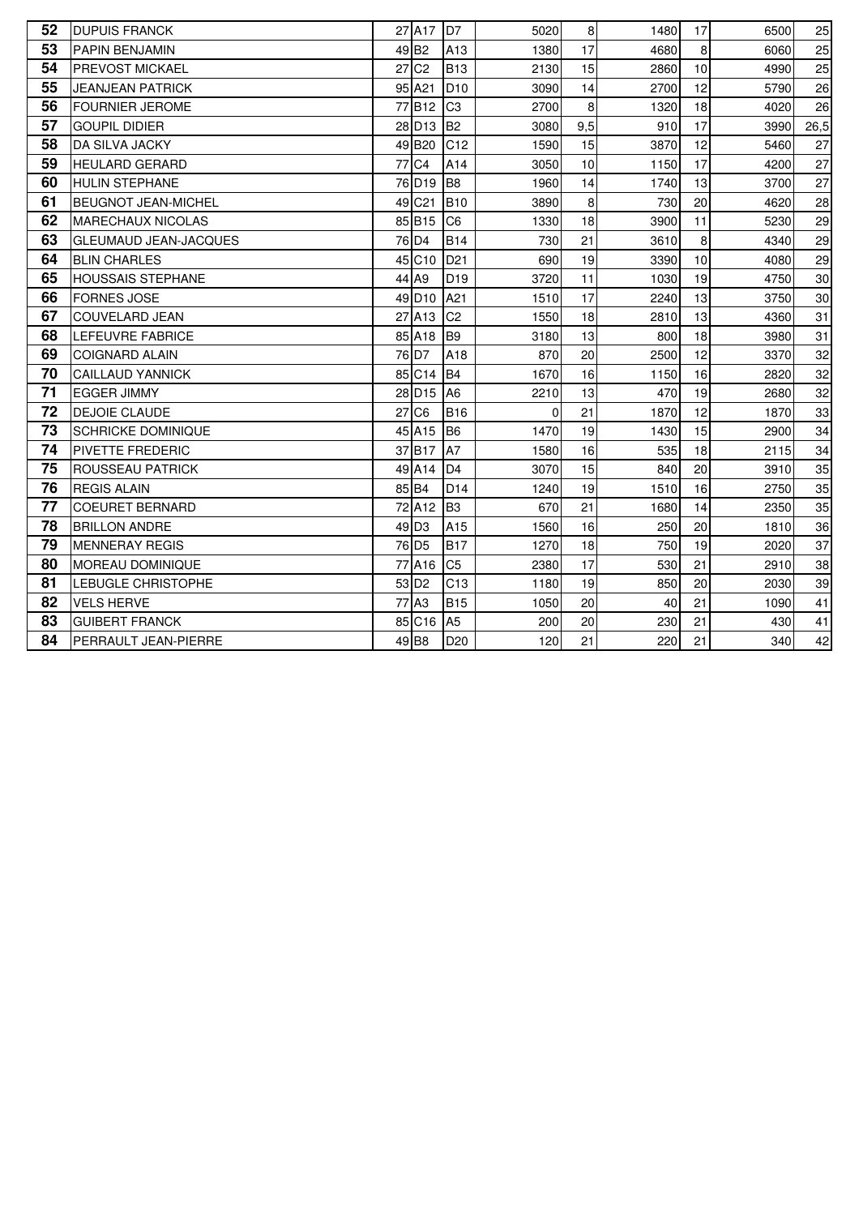| | | | | | | | | | | |
|---|---|---|---|---|---|---|---|---|---|---|
| 52 | DUPUIS FRANCK | 27 | A17 | D7 | 5020 | 8 | 1480 | 17 | 6500 | 25 |
| 53 | PAPIN BENJAMIN | 49 | B2 | A13 | 1380 | 17 | 4680 | 8 | 6060 | 25 |
| 54 | PREVOST MICKAEL | 27 | C2 | B13 | 2130 | 15 | 2860 | 10 | 4990 | 25 |
| 55 | JEANJEAN PATRICK | 95 | A21 | D10 | 3090 | 14 | 2700 | 12 | 5790 | 26 |
| 56 | FOURNIER JEROME | 77 | B12 | C3 | 2700 | 8 | 1320 | 18 | 4020 | 26 |
| 57 | GOUPIL DIDIER | 28 | D13 | B2 | 3080 | 9,5 | 910 | 17 | 3990 | 26,5 |
| 58 | DA SILVA JACKY | 49 | B20 | C12 | 1590 | 15 | 3870 | 12 | 5460 | 27 |
| 59 | HEULARD GERARD | 77 | C4 | A14 | 3050 | 10 | 1150 | 17 | 4200 | 27 |
| 60 | HULIN STEPHANE | 76 | D19 | B8 | 1960 | 14 | 1740 | 13 | 3700 | 27 |
| 61 | BEUGNOT JEAN-MICHEL | 49 | C21 | B10 | 3890 | 8 | 730 | 20 | 4620 | 28 |
| 62 | MARECHAUX NICOLAS | 85 | B15 | C6 | 1330 | 18 | 3900 | 11 | 5230 | 29 |
| 63 | GLEUMAUD JEAN-JACQUES | 76 | D4 | B14 | 730 | 21 | 3610 | 8 | 4340 | 29 |
| 64 | BLIN CHARLES | 45 | C10 | D21 | 690 | 19 | 3390 | 10 | 4080 | 29 |
| 65 | HOUSSAIS STEPHANE | 44 | A9 | D19 | 3720 | 11 | 1030 | 19 | 4750 | 30 |
| 66 | FORNES JOSE | 49 | D10 | A21 | 1510 | 17 | 2240 | 13 | 3750 | 30 |
| 67 | COUVELARD JEAN | 27 | A13 | C2 | 1550 | 18 | 2810 | 13 | 4360 | 31 |
| 68 | LEFEUVRE FABRICE | 85 | A18 | B9 | 3180 | 13 | 800 | 18 | 3980 | 31 |
| 69 | COIGNARD ALAIN | 76 | D7 | A18 | 870 | 20 | 2500 | 12 | 3370 | 32 |
| 70 | CAILLAUD YANNICK | 85 | C14 | B4 | 1670 | 16 | 1150 | 16 | 2820 | 32 |
| 71 | EGGER JIMMY | 28 | D15 | A6 | 2210 | 13 | 470 | 19 | 2680 | 32 |
| 72 | DEJOIE CLAUDE | 27 | C6 | B16 | 0 | 21 | 1870 | 12 | 1870 | 33 |
| 73 | SCHRICKE DOMINIQUE | 45 | A15 | B6 | 1470 | 19 | 1430 | 15 | 2900 | 34 |
| 74 | PIVETTE FREDERIC | 37 | B17 | A7 | 1580 | 16 | 535 | 18 | 2115 | 34 |
| 75 | ROUSSEAU PATRICK | 49 | A14 | D4 | 3070 | 15 | 840 | 20 | 3910 | 35 |
| 76 | REGIS ALAIN | 85 | B4 | D14 | 1240 | 19 | 1510 | 16 | 2750 | 35 |
| 77 | COEURET BERNARD | 72 | A12 | B3 | 670 | 21 | 1680 | 14 | 2350 | 35 |
| 78 | BRILLON ANDRE | 49 | D3 | A15 | 1560 | 16 | 250 | 20 | 1810 | 36 |
| 79 | MENNERAY REGIS | 76 | D5 | B17 | 1270 | 18 | 750 | 19 | 2020 | 37 |
| 80 | MOREAU DOMINIQUE | 77 | A16 | C5 | 2380 | 17 | 530 | 21 | 2910 | 38 |
| 81 | LEBUGLE CHRISTOPHE | 53 | D2 | C13 | 1180 | 19 | 850 | 20 | 2030 | 39 |
| 82 | VELS HERVE | 77 | A3 | B15 | 1050 | 20 | 40 | 21 | 1090 | 41 |
| 83 | GUIBERT FRANCK | 85 | C16 | A5 | 200 | 20 | 230 | 21 | 430 | 41 |
| 84 | PERRAULT JEAN-PIERRE | 49 | B8 | D20 | 120 | 21 | 220 | 21 | 340 | 42 |